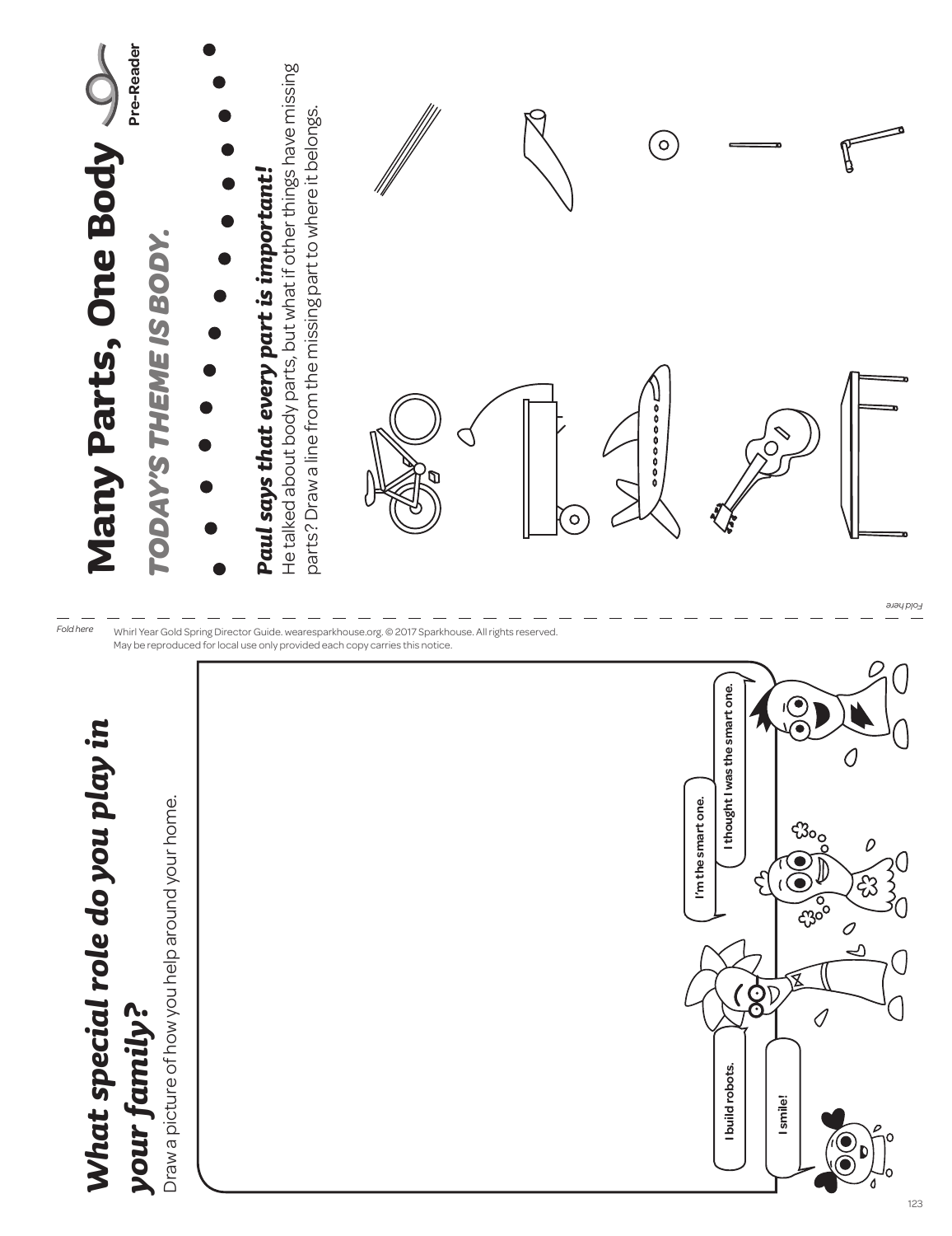# Many Parts, One Body

Pre-Reader

## *TODAY'S THEME IS BODY.*

***Paul says that every part is important!***

He talked about body parts, but what if other things have missing parts? Draw a line from the missing part to where it belongs.

Fold here

Whirl Year Gold Spring Director Guide. wearesparkhouse.org. © 2017 Sparkhouse. All rights reserved.
May be reproduced for local use only provided each copy carries this notice.

## *What special role do you play in your family?*

Draw a picture of how you help around your home.

I build robots.

I smile!

I'm the smart one.

I thought I was the smart one.

Fold here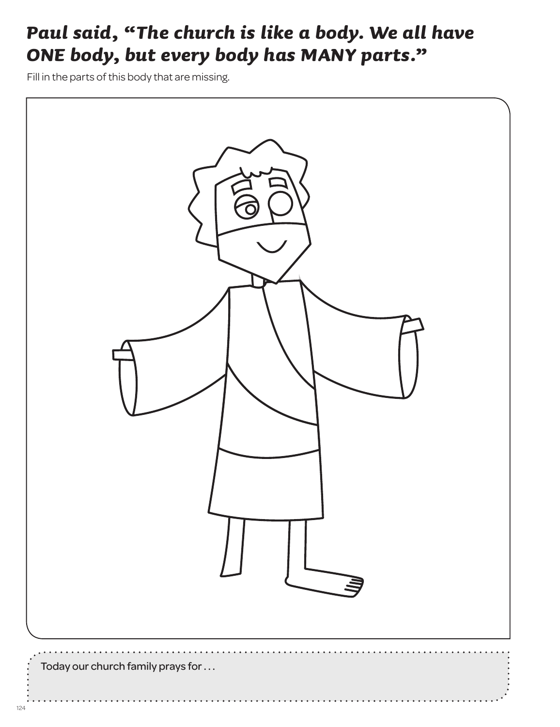## *Paul said, "The church is like a body. We all have ONE body, but every body has MANY parts."*

Fill in the parts of this body that are missing.

Today our church family prays for . . .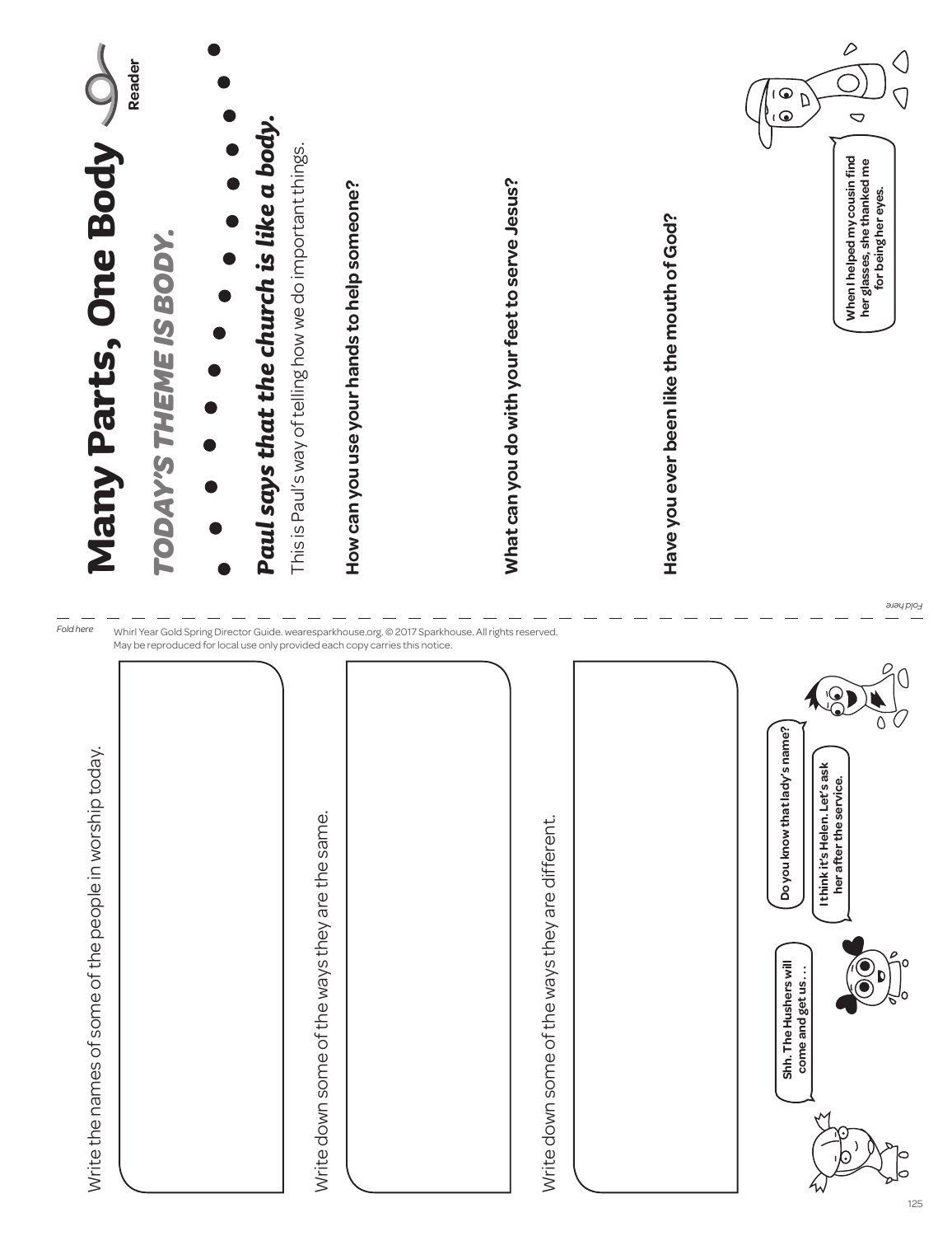# Many Parts, One Body

Reader

## *TODAY'S THEME IS BODY.*

***Paul says that the church is like a body.***

This is Paul's way of telling how we do important things.

**How can you use your hands to help someone?**

**What can you do with your feet to serve Jesus?**

**Have you ever been like the mouth of God?**

**When I helped my cousin find her glasses, she thanked me for being her eyes.**

Fold here

Whirl Year Gold Spring Director Guide. wearesparkhouse.org. © 2017 Sparkhouse. All rights reserved. May be reproduced for local use only provided each copy carries this notice.

Write the names of some of the people in worship today.

Write down some of the ways they are the same.

Write down some of the ways they are different.

**Shh. The Hushers will come and get us…**

**Do you know that lady's name?**

**I think it's Helen. Let's ask her after the service.**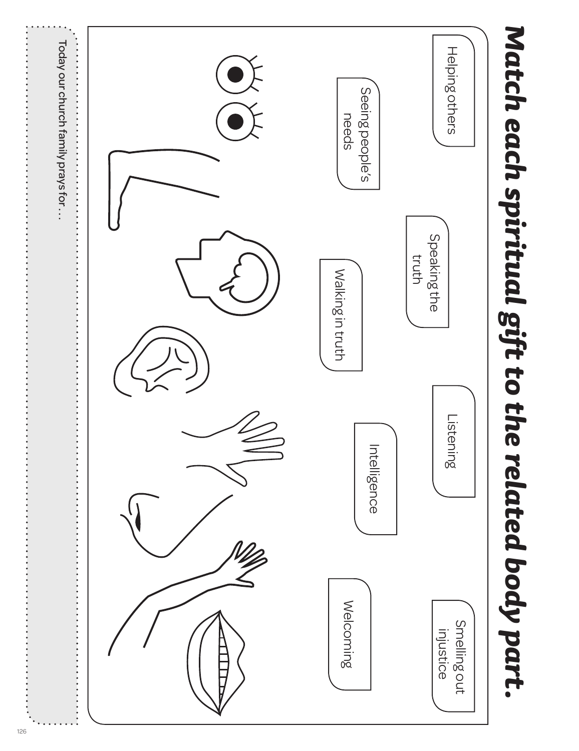# Match each spiritual gift to the related body part.

Helping others

Seeing people's needs

Speaking the truth

Walking in truth

Listening

Intelligence

Welcoming

Smelling out injustice

Today our church family prays for . . .